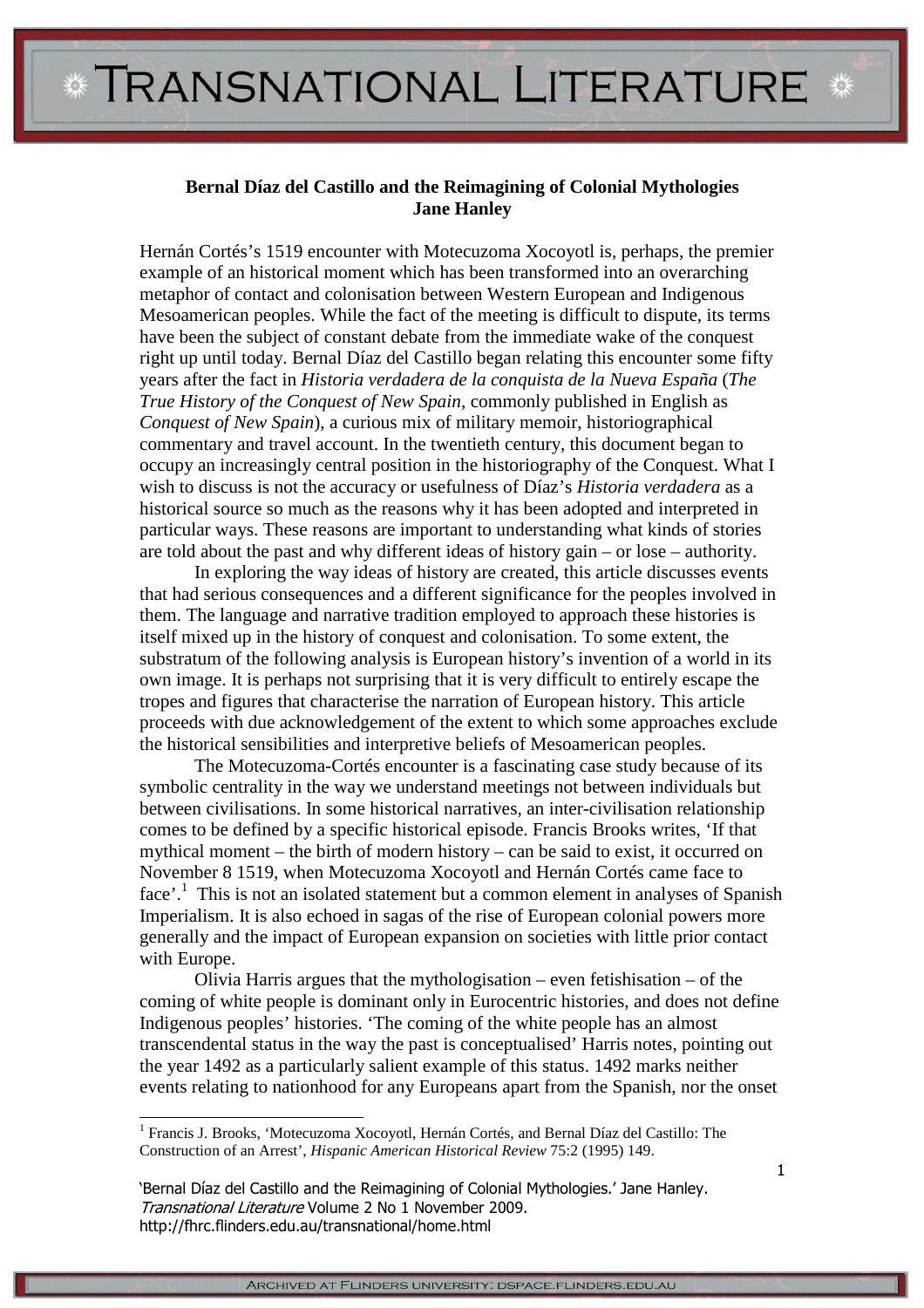**Bernal Díaz del Castillo and the Reimagining of Colonial Mythologies**
**Jane Hanley**

Hernán Cortés's 1519 encounter with Motecuzoma Xocoyotl is, perhaps, the premier example of an historical moment which has been transformed into an overarching metaphor of contact and colonisation between Western European and Indigenous Mesoamerican peoples. While the fact of the meeting is difficult to dispute, its terms have been the subject of constant debate from the immediate wake of the conquest right up until today. Bernal Díaz del Castillo began relating this encounter some fifty years after the fact in *Historia verdadera de la conquista de la Nueva España* (*The True History of the Conquest of New Spain*, commonly published in English as *Conquest of New Spain*), a curious mix of military memoir, historiographical commentary and travel account. In the twentieth century, this document began to occupy an increasingly central position in the historiography of the Conquest. What I wish to discuss is not the accuracy or usefulness of Díaz's *Historia verdadera* as a historical source so much as the reasons why it has been adopted and interpreted in particular ways. These reasons are important to understanding what kinds of stories are told about the past and why different ideas of history gain – or lose – authority.

In exploring the way ideas of history are created, this article discusses events that had serious consequences and a different significance for the peoples involved in them. The language and narrative tradition employed to approach these histories is itself mixed up in the history of conquest and colonisation. To some extent, the substratum of the following analysis is European history's invention of a world in its own image. It is perhaps not surprising that it is very difficult to entirely escape the tropes and figures that characterise the narration of European history. This article proceeds with due acknowledgement of the extent to which some approaches exclude the historical sensibilities and interpretive beliefs of Mesoamerican peoples.

The Motecuzoma-Cortés encounter is a fascinating case study because of its symbolic centrality in the way we understand meetings not between individuals but between civilisations. In some historical narratives, an inter-civilisation relationship comes to be defined by a specific historical episode. Francis Brooks writes, 'If that mythical moment – the birth of modern history – can be said to exist, it occurred on November 8 1519, when Motecuzoma Xocoyotl and Hernán Cortés came face to face'.[1] This is not an isolated statement but a common element in analyses of Spanish Imperialism. It is also echoed in sagas of the rise of European colonial powers more generally and the impact of European expansion on societies with little prior contact with Europe.

Olivia Harris argues that the mythologisation – even fetishisation – of the coming of white people is dominant only in Eurocentric histories, and does not define Indigenous peoples' histories. 'The coming of the white people has an almost transcendental status in the way the past is conceptualised' Harris notes, pointing out the year 1492 as a particularly salient example of this status. 1492 marks neither events relating to nationhood for any Europeans apart from the Spanish, nor the onset

[1] Francis J. Brooks, 'Motecuzoma Xocoyotl, Hernán Cortés, and Bernal Díaz del Castillo: The Construction of an Arrest', *Hispanic American Historical Review* 75:2 (1995) 149.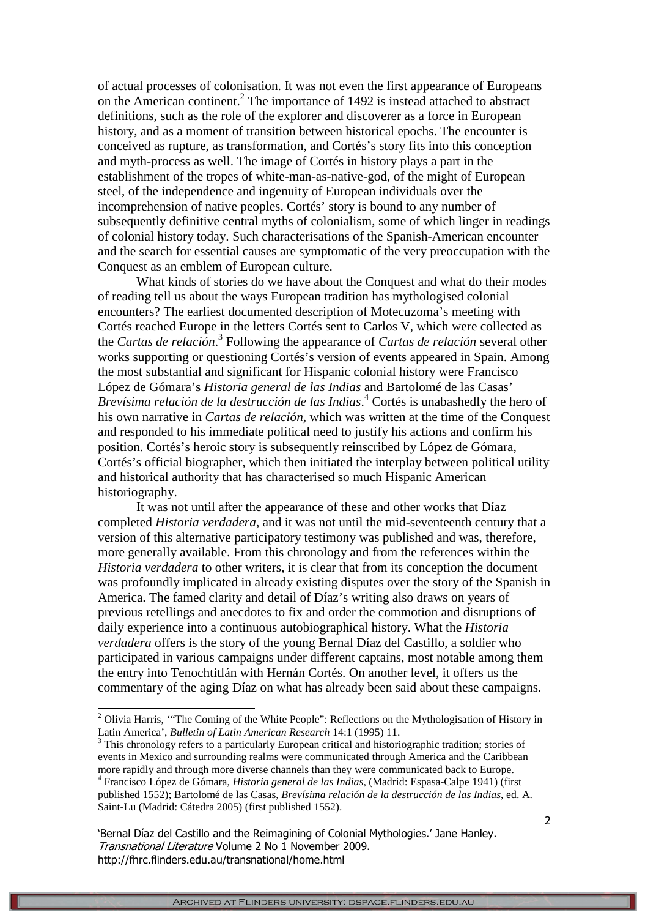of actual processes of colonisation. It was not even the first appearance of Europeans on the American continent.[2] The importance of 1492 is instead attached to abstract definitions, such as the role of the explorer and discoverer as a force in European history, and as a moment of transition between historical epochs. The encounter is conceived as rupture, as transformation, and Cortés's story fits into this conception and myth-process as well. The image of Cortés in history plays a part in the establishment of the tropes of white-man-as-native-god, of the might of European steel, of the independence and ingenuity of European individuals over the incomprehension of native peoples. Cortés' story is bound to any number of subsequently definitive central myths of colonialism, some of which linger in readings of colonial history today. Such characterisations of the Spanish-American encounter and the search for essential causes are symptomatic of the very preoccupation with the Conquest as an emblem of European culture.

What kinds of stories do we have about the Conquest and what do their modes of reading tell us about the ways European tradition has mythologised colonial encounters? The earliest documented description of Motecuzoma's meeting with Cortés reached Europe in the letters Cortés sent to Carlos V, which were collected as the *Cartas de relación*.[3] Following the appearance of *Cartas de relación* several other works supporting or questioning Cortés's version of events appeared in Spain. Among the most substantial and significant for Hispanic colonial history were Francisco López de Gómara's *Historia general de las Indias* and Bartolomé de las Casas' *Brevísima relación de la destrucción de las Indias*.[4] Cortés is unabashedly the hero of his own narrative in *Cartas de relación*, which was written at the time of the Conquest and responded to his immediate political need to justify his actions and confirm his position. Cortés's heroic story is subsequently reinscribed by López de Gómara, Cortés's official biographer, which then initiated the interplay between political utility and historical authority that has characterised so much Hispanic American historiography.

It was not until after the appearance of these and other works that Díaz completed *Historia verdadera*, and it was not until the mid-seventeenth century that a version of this alternative participatory testimony was published and was, therefore, more generally available. From this chronology and from the references within the *Historia verdadera* to other writers, it is clear that from its conception the document was profoundly implicated in already existing disputes over the story of the Spanish in America. The famed clarity and detail of Díaz's writing also draws on years of previous retellings and anecdotes to fix and order the commotion and disruptions of daily experience into a continuous autobiographical history. What the *Historia verdadera* offers is the story of the young Bernal Díaz del Castillo, a soldier who participated in various campaigns under different captains, most notable among them the entry into Tenochtitlán with Hernán Cortés. On another level, it offers us the commentary of the aging Díaz on what has already been said about these campaigns.

---

[2] Olivia Harris, '"The Coming of the White People": Reflections on the Mythologisation of History in Latin America', *Bulletin of Latin American Research* 14:1 (1995) 11.

[3] This chronology refers to a particularly European critical and historiographic tradition; stories of events in Mexico and surrounding realms were communicated through America and the Caribbean more rapidly and through more diverse channels than they were communicated back to Europe.

[4] Francisco López de Gómara, *Historia general de las Indias*, (Madrid: Espasa-Calpe 1941) (first published 1552); Bartolomé de las Casas, *Brevísima relación de la destrucción de las Indias*, ed. A. Saint-Lu (Madrid: Cátedra 2005) (first published 1552).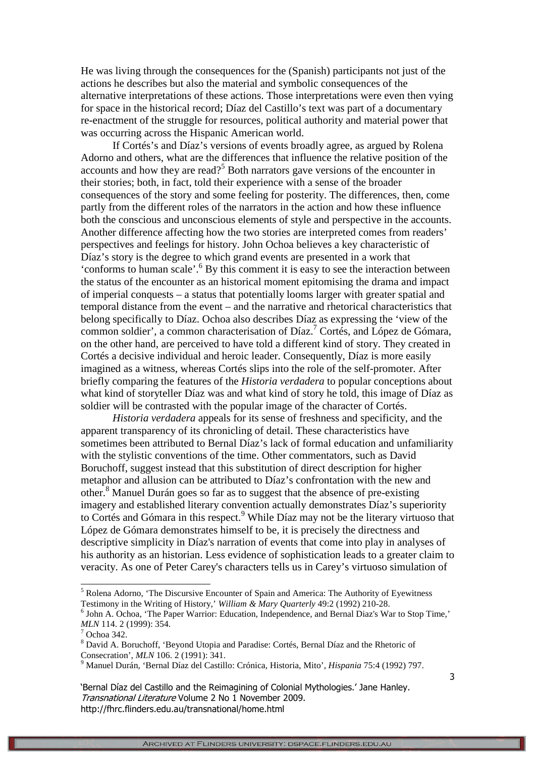He was living through the consequences for the (Spanish) participants not just of the actions he describes but also the material and symbolic consequences of the alternative interpretations of these actions. Those interpretations were even then vying for space in the historical record; Díaz del Castillo's text was part of a documentary re-enactment of the struggle for resources, political authority and material power that was occurring across the Hispanic American world.

If Cortés's and Díaz's versions of events broadly agree, as argued by Rolena Adorno and others, what are the differences that influence the relative position of the accounts and how they are read?[5] Both narrators gave versions of the encounter in their stories; both, in fact, told their experience with a sense of the broader consequences of the story and some feeling for posterity. The differences, then, come partly from the different roles of the narrators in the action and how these influence both the conscious and unconscious elements of style and perspective in the accounts. Another difference affecting how the two stories are interpreted comes from readers' perspectives and feelings for history. John Ochoa believes a key characteristic of Díaz's story is the degree to which grand events are presented in a work that 'conforms to human scale'.[6] By this comment it is easy to see the interaction between the status of the encounter as an historical moment epitomising the drama and impact of imperial conquests – a status that potentially looms larger with greater spatial and temporal distance from the event – and the narrative and rhetorical characteristics that belong specifically to Díaz. Ochoa also describes Díaz as expressing the 'view of the common soldier', a common characterisation of Díaz.[7] Cortés, and López de Gómara, on the other hand, are perceived to have told a different kind of story. They created in Cortés a decisive individual and heroic leader. Consequently, Díaz is more easily imagined as a witness, whereas Cortés slips into the role of the self-promoter. After briefly comparing the features of the *Historia verdadera* to popular conceptions about what kind of storyteller Díaz was and what kind of story he told, this image of Díaz as soldier will be contrasted with the popular image of the character of Cortés.

*Historia verdadera* appeals for its sense of freshness and specificity, and the apparent transparency of its chronicling of detail. These characteristics have sometimes been attributed to Bernal Díaz's lack of formal education and unfamiliarity with the stylistic conventions of the time. Other commentators, such as David Boruchoff, suggest instead that this substitution of direct description for higher metaphor and allusion can be attributed to Díaz's confrontation with the new and other.[8] Manuel Durán goes so far as to suggest that the absence of pre-existing imagery and established literary convention actually demonstrates Díaz's superiority to Cortés and Gómara in this respect.[9] While Díaz may not be the literary virtuoso that López de Gómara demonstrates himself to be, it is precisely the directness and descriptive simplicity in Díaz's narration of events that come into play in analyses of his authority as an historian. Less evidence of sophistication leads to a greater claim to veracity. As one of Peter Carey's characters tells us in Carey's virtuoso simulation of

---

[5] Rolena Adorno, 'The Discursive Encounter of Spain and America: The Authority of Eyewitness Testimony in the Writing of History,' *William & Mary Quarterly* 49:2 (1992) 210-28.

[6] John A. Ochoa, 'The Paper Warrior: Education, Independence, and Bernal Diaz's War to Stop Time,' *MLN* 114. 2 (1999): 354.

[7] Ochoa 342.

[8] David A. Boruchoff, 'Beyond Utopia and Paradise: Cortés, Bernal Díaz and the Rhetoric of Consecration', *MLN* 106. 2 (1991): 341.

[9] Manuel Durán, 'Bernal Díaz del Castillo: Crónica, Historia, Mito', *Hispania* 75:4 (1992) 797.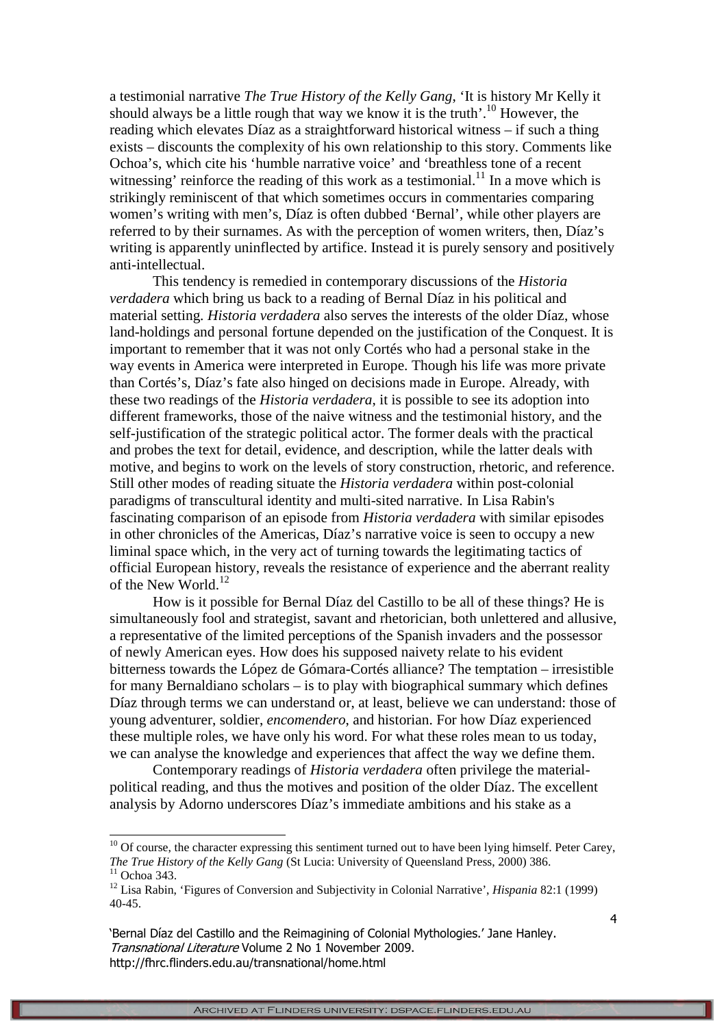a testimonial narrative *The True History of the Kelly Gang*, 'It is history Mr Kelly it should always be a little rough that way we know it is the truth'.[10] However, the reading which elevates Díaz as a straightforward historical witness – if such a thing exists – discounts the complexity of his own relationship to this story. Comments like Ochoa's, which cite his 'humble narrative voice' and 'breathless tone of a recent witnessing' reinforce the reading of this work as a testimonial.[11] In a move which is strikingly reminiscent of that which sometimes occurs in commentaries comparing women's writing with men's, Díaz is often dubbed 'Bernal', while other players are referred to by their surnames. As with the perception of women writers, then, Díaz's writing is apparently uninflected by artifice. Instead it is purely sensory and positively anti-intellectual.

This tendency is remedied in contemporary discussions of the *Historia verdadera* which bring us back to a reading of Bernal Díaz in his political and material setting. *Historia verdadera* also serves the interests of the older Díaz, whose land-holdings and personal fortune depended on the justification of the Conquest. It is important to remember that it was not only Cortés who had a personal stake in the way events in America were interpreted in Europe. Though his life was more private than Cortés's, Díaz's fate also hinged on decisions made in Europe. Already, with these two readings of the *Historia verdadera*, it is possible to see its adoption into different frameworks, those of the naive witness and the testimonial history, and the self-justification of the strategic political actor. The former deals with the practical and probes the text for detail, evidence, and description, while the latter deals with motive, and begins to work on the levels of story construction, rhetoric, and reference. Still other modes of reading situate the *Historia verdadera* within post-colonial paradigms of transcultural identity and multi-sited narrative. In Lisa Rabin's fascinating comparison of an episode from *Historia verdadera* with similar episodes in other chronicles of the Americas, Díaz's narrative voice is seen to occupy a new liminal space which, in the very act of turning towards the legitimating tactics of official European history, reveals the resistance of experience and the aberrant reality of the New World.[12]

How is it possible for Bernal Díaz del Castillo to be all of these things? He is simultaneously fool and strategist, savant and rhetorician, both unlettered and allusive, a representative of the limited perceptions of the Spanish invaders and the possessor of newly American eyes. How does his supposed naivety relate to his evident bitterness towards the López de Gómara-Cortés alliance? The temptation – irresistible for many Bernaldiano scholars – is to play with biographical summary which defines Díaz through terms we can understand or, at least, believe we can understand: those of young adventurer, soldier, *encomendero*, and historian. For how Díaz experienced these multiple roles, we have only his word. For what these roles mean to us today, we can analyse the knowledge and experiences that affect the way we define them.

Contemporary readings of *Historia verdadera* often privilege the material-political reading, and thus the motives and position of the older Díaz. The excellent analysis by Adorno underscores Díaz's immediate ambitions and his stake as a

---

[10] Of course, the character expressing this sentiment turned out to have been lying himself. Peter Carey, *The True History of the Kelly Gang* (St Lucia: University of Queensland Press, 2000) 386.

[11] Ochoa 343.

[12] Lisa Rabin, 'Figures of Conversion and Subjectivity in Colonial Narrative', *Hispania* 82:1 (1999) 40-45.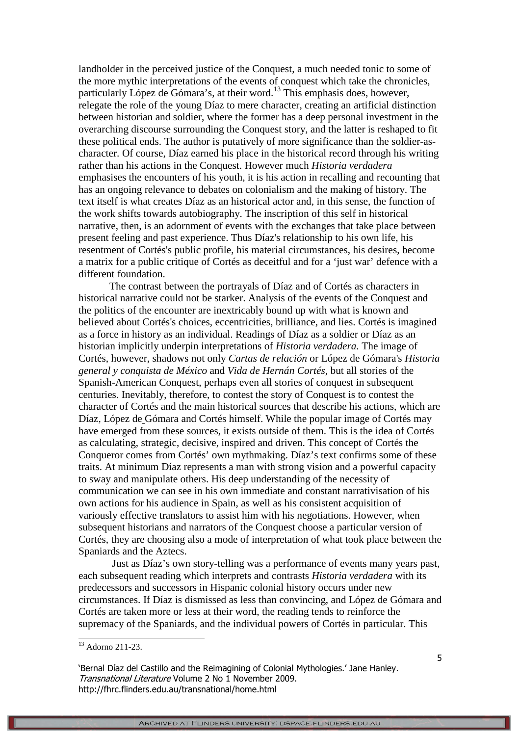landholder in the perceived justice of the Conquest, a much needed tonic to some of the more mythic interpretations of the events of conquest which take the chronicles, particularly López de Gómara's, at their word.[13] This emphasis does, however, relegate the role of the young Díaz to mere character, creating an artificial distinction between historian and soldier, where the former has a deep personal investment in the overarching discourse surrounding the Conquest story, and the latter is reshaped to fit these political ends. The author is putatively of more significance than the soldier-as-character. Of course, Díaz earned his place in the historical record through his writing rather than his actions in the Conquest. However much *Historia verdadera* emphasises the encounters of his youth, it is his action in recalling and recounting that has an ongoing relevance to debates on colonialism and the making of history. The text itself is what creates Díaz as an historical actor and, in this sense, the function of the work shifts towards autobiography. The inscription of this self in historical narrative, then, is an adornment of events with the exchanges that take place between present feeling and past experience. Thus Díaz's relationship to his own life, his resentment of Cortés's public profile, his material circumstances, his desires, become a matrix for a public critique of Cortés as deceitful and for a 'just war' defence with a different foundation.

The contrast between the portrayals of Díaz and of Cortés as characters in historical narrative could not be starker. Analysis of the events of the Conquest and the politics of the encounter are inextricably bound up with what is known and believed about Cortés's choices, eccentricities, brilliance, and lies. Cortés is imagined as a force in history as an individual. Readings of Díaz as a soldier or Díaz as an historian implicitly underpin interpretations of *Historia verdadera.* The image of Cortés, however, shadows not only *Cartas de relación* or López de Gómara's *Historia general y conquista de México* and *Vida de Hernán Cortés*, but all stories of the Spanish-American Conquest, perhaps even all stories of conquest in subsequent centuries. Inevitably, therefore, to contest the story of Conquest is to contest the character of Cortés and the main historical sources that describe his actions, which are Díaz, López de Gómara and Cortés himself. While the popular image of Cortés may have emerged from these sources, it exists outside of them. This is the idea of Cortés as calculating, strategic, decisive, inspired and driven. This concept of Cortés the Conqueror comes from Cortés' own mythmaking. Díaz's text confirms some of these traits. At minimum Díaz represents a man with strong vision and a powerful capacity to sway and manipulate others. His deep understanding of the necessity of communication we can see in his own immediate and constant narrativisation of his own actions for his audience in Spain, as well as his consistent acquisition of variously effective translators to assist him with his negotiations. However, when subsequent historians and narrators of the Conquest choose a particular version of Cortés, they are choosing also a mode of interpretation of what took place between the Spaniards and the Aztecs.

Just as Díaz's own story-telling was a performance of events many years past, each subsequent reading which interprets and contrasts *Historia verdadera* with its predecessors and successors in Hispanic colonial history occurs under new circumstances. If Díaz is dismissed as less than convincing, and López de Gómara and Cortés are taken more or less at their word, the reading tends to reinforce the supremacy of the Spaniards, and the individual powers of Cortés in particular. This

[13] Adorno 211-23.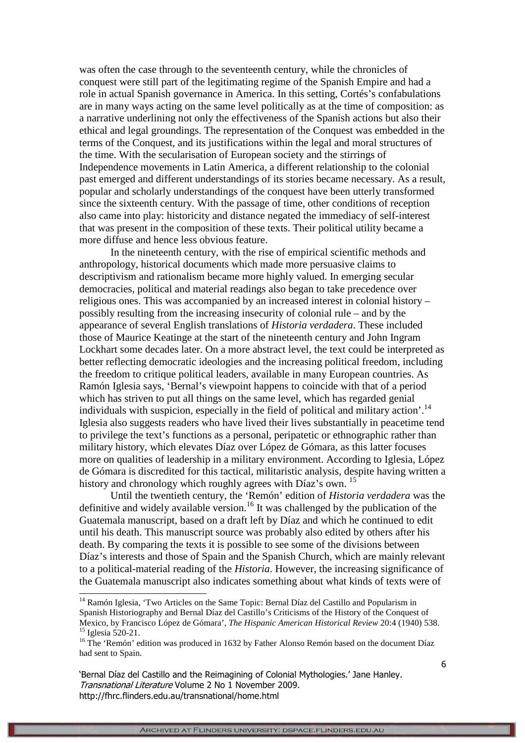was often the case through to the seventeenth century, while the chronicles of conquest were still part of the legitimating regime of the Spanish Empire and had a role in actual Spanish governance in America. In this setting, Cortés's confabulations are in many ways acting on the same level politically as at the time of composition: as a narrative underlining not only the effectiveness of the Spanish actions but also their ethical and legal groundings. The representation of the Conquest was embedded in the terms of the Conquest, and its justifications within the legal and moral structures of the time. With the secularisation of European society and the stirrings of Independence movements in Latin America, a different relationship to the colonial past emerged and different understandings of its stories became necessary. As a result, popular and scholarly understandings of the conquest have been utterly transformed since the sixteenth century. With the passage of time, other conditions of reception also came into play: historicity and distance negated the immediacy of self-interest that was present in the composition of these texts. Their political utility became a more diffuse and hence less obvious feature.

In the nineteenth century, with the rise of empirical scientific methods and anthropology, historical documents which made more persuasive claims to descriptivism and rationalism became more highly valued. In emerging secular democracies, political and material readings also began to take precedence over religious ones. This was accompanied by an increased interest in colonial history – possibly resulting from the increasing insecurity of colonial rule – and by the appearance of several English translations of *Historia verdadera*. These included those of Maurice Keatinge at the start of the nineteenth century and John Ingram Lockhart some decades later. On a more abstract level, the text could be interpreted as better reflecting democratic ideologies and the increasing political freedom, including the freedom to critique political leaders, available in many European countries. As Ramón Iglesia says, 'Bernal's viewpoint happens to coincide with that of a period which has striven to put all things on the same level, which has regarded genial individuals with suspicion, especially in the field of political and military action'.[14] Iglesia also suggests readers who have lived their lives substantially in peacetime tend to privilege the text's functions as a personal, peripatetic or ethnographic rather than military history, which elevates Díaz over López de Gómara, as this latter focuses more on qualities of leadership in a military environment. According to Iglesia, López de Gómara is discredited for this tactical, militaristic analysis, despite having written a history and chronology which roughly agrees with Díaz's own.[15]

Until the twentieth century, the 'Remón' edition of *Historia verdadera* was the definitive and widely available version.[16] It was challenged by the publication of the Guatemala manuscript, based on a draft left by Díaz and which he continued to edit until his death. This manuscript source was probably also edited by others after his death. By comparing the texts it is possible to see some of the divisions between Díaz's interests and those of Spain and the Spanish Church, which are mainly relevant to a political-material reading of the *Historia*. However, the increasing significance of the Guatemala manuscript also indicates something about what kinds of texts were of

---

[14] Ramón Iglesia, 'Two Articles on the Same Topic: Bernal Díaz del Castillo and Popularism in Spanish Historiography and Bernal Díaz del Castillo's Criticisms of the History of the Conquest of Mexico, by Francisco López de Gómara', *The Hispanic American Historical Review* 20:4 (1940) 538.

[15] Iglesia 520-21.

[16] The 'Remón' edition was produced in 1632 by Father Alonso Remón based on the document Díaz had sent to Spain.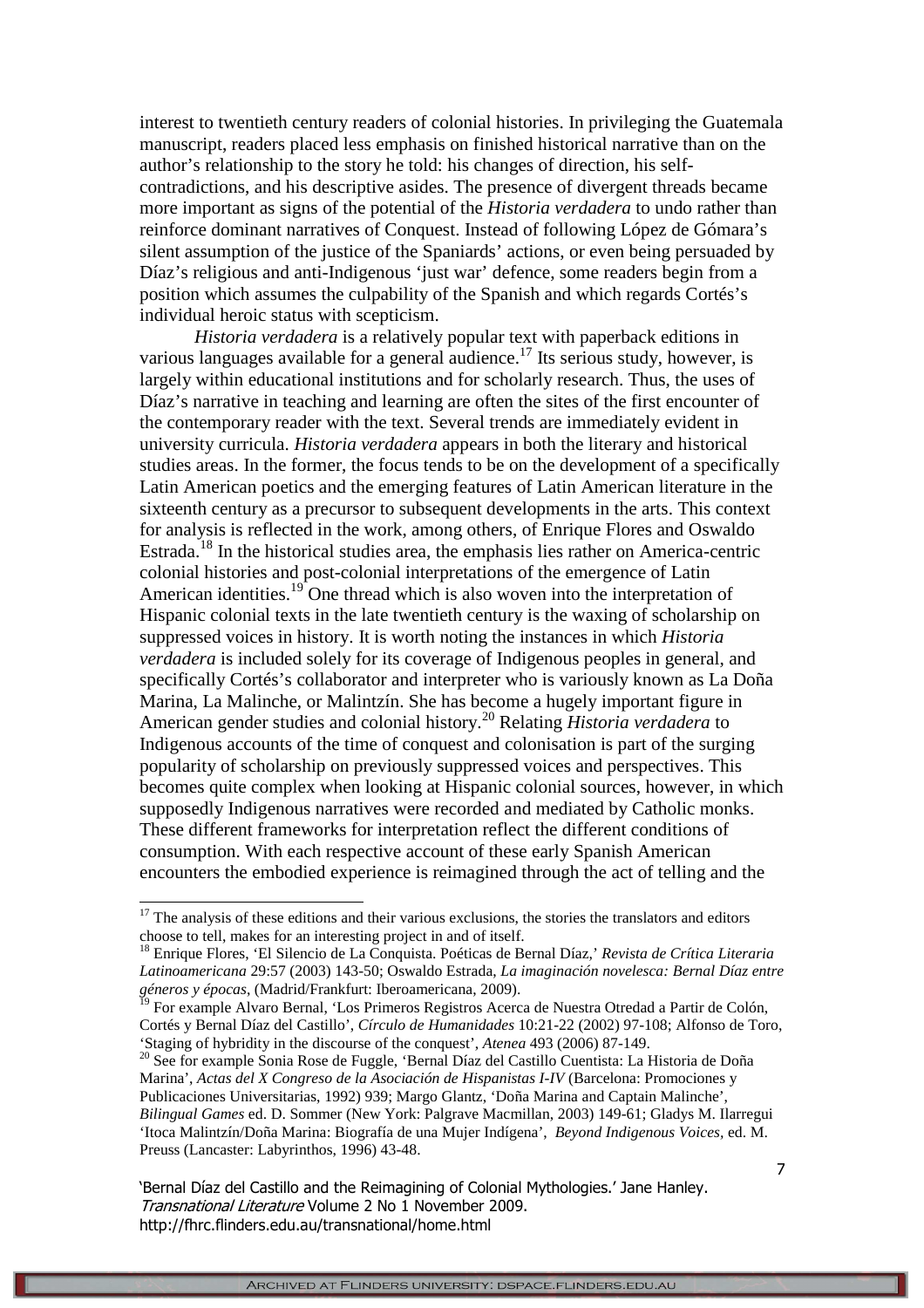interest to twentieth century readers of colonial histories. In privileging the Guatemala manuscript, readers placed less emphasis on finished historical narrative than on the author's relationship to the story he told: his changes of direction, his self-contradictions, and his descriptive asides. The presence of divergent threads became more important as signs of the potential of the *Historia verdadera* to undo rather than reinforce dominant narratives of Conquest. Instead of following López de Gómara's silent assumption of the justice of the Spaniards' actions, or even being persuaded by Díaz's religious and anti-Indigenous 'just war' defence, some readers begin from a position which assumes the culpability of the Spanish and which regards Cortés's individual heroic status with scepticism.

*Historia verdadera* is a relatively popular text with paperback editions in various languages available for a general audience.[17] Its serious study, however, is largely within educational institutions and for scholarly research. Thus, the uses of Díaz's narrative in teaching and learning are often the sites of the first encounter of the contemporary reader with the text. Several trends are immediately evident in university curricula. *Historia verdadera* appears in both the literary and historical studies areas. In the former, the focus tends to be on the development of a specifically Latin American poetics and the emerging features of Latin American literature in the sixteenth century as a precursor to subsequent developments in the arts. This context for analysis is reflected in the work, among others, of Enrique Flores and Oswaldo Estrada.[18] In the historical studies area, the emphasis lies rather on America-centric colonial histories and post-colonial interpretations of the emergence of Latin American identities.[19] One thread which is also woven into the interpretation of Hispanic colonial texts in the late twentieth century is the waxing of scholarship on suppressed voices in history. It is worth noting the instances in which *Historia verdadera* is included solely for its coverage of Indigenous peoples in general, and specifically Cortés's collaborator and interpreter who is variously known as La Doña Marina, La Malinche, or Malintzín. She has become a hugely important figure in American gender studies and colonial history.[20] Relating *Historia verdadera* to Indigenous accounts of the time of conquest and colonisation is part of the surging popularity of scholarship on previously suppressed voices and perspectives. This becomes quite complex when looking at Hispanic colonial sources, however, in which supposedly Indigenous narratives were recorded and mediated by Catholic monks. These different frameworks for interpretation reflect the different conditions of consumption. With each respective account of these early Spanish American encounters the embodied experience is reimagined through the act of telling and the

---

[17] The analysis of these editions and their various exclusions, the stories the translators and editors choose to tell, makes for an interesting project in and of itself.

[18] Enrique Flores, 'El Silencio de La Conquista. Poéticas de Bernal Díaz,' *Revista de Crítica Literaria Latinoamericana* 29:57 (2003) 143-50; Oswaldo Estrada, *La imaginación novelesca: Bernal Díaz entre géneros y épocas*, (Madrid/Frankfurt: Iberoamericana, 2009).

[19] For example Alvaro Bernal, 'Los Primeros Registros Acerca de Nuestra Otredad a Partir de Colón, Cortés y Bernal Díaz del Castillo', *Círculo de Humanidades* 10:21-22 (2002) 97-108; Alfonso de Toro, 'Staging of hybridity in the discourse of the conquest', *Atenea* 493 (2006) 87-149.

[20] See for example Sonia Rose de Fuggle, 'Bernal Díaz del Castillo Cuentista: La Historia de Doña Marina', *Actas del X Congreso de la Asociación de Hispanistas I-IV* (Barcelona: Promociones y Publicaciones Universitarias, 1992) 939; Margo Glantz, 'Doña Marina and Captain Malinche', *Bilingual Games* ed. D. Sommer (New York: Palgrave Macmillan, 2003) 149-61; Gladys M. Ilarregui 'Itoca Malintzín/Doña Marina: Biografía de una Mujer Indígena', *Beyond Indigenous Voices*, ed. M. Preuss (Lancaster: Labyrinthos, 1996) 43-48.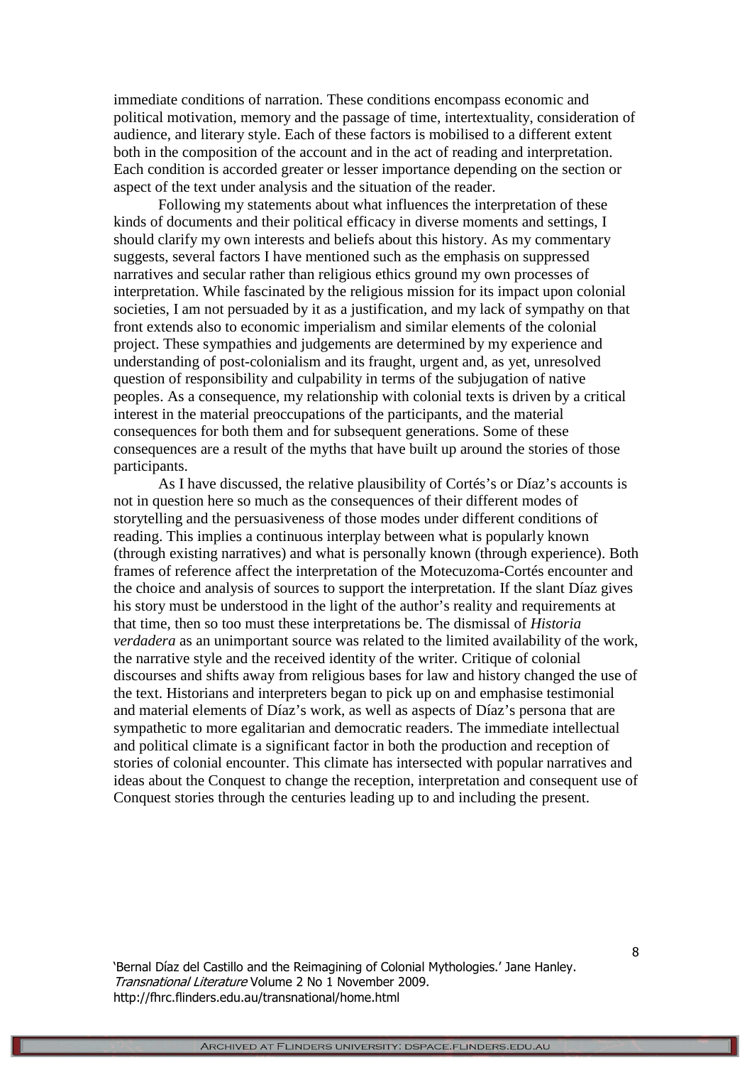immediate conditions of narration. These conditions encompass economic and political motivation, memory and the passage of time, intertextuality, consideration of audience, and literary style. Each of these factors is mobilised to a different extent both in the composition of the account and in the act of reading and interpretation. Each condition is accorded greater or lesser importance depending on the section or aspect of the text under analysis and the situation of the reader.

Following my statements about what influences the interpretation of these kinds of documents and their political efficacy in diverse moments and settings, I should clarify my own interests and beliefs about this history. As my commentary suggests, several factors I have mentioned such as the emphasis on suppressed narratives and secular rather than religious ethics ground my own processes of interpretation. While fascinated by the religious mission for its impact upon colonial societies, I am not persuaded by it as a justification, and my lack of sympathy on that front extends also to economic imperialism and similar elements of the colonial project. These sympathies and judgements are determined by my experience and understanding of post-colonialism and its fraught, urgent and, as yet, unresolved question of responsibility and culpability in terms of the subjugation of native peoples. As a consequence, my relationship with colonial texts is driven by a critical interest in the material preoccupations of the participants, and the material consequences for both them and for subsequent generations. Some of these consequences are a result of the myths that have built up around the stories of those participants.

As I have discussed, the relative plausibility of Cortés's or Díaz's accounts is not in question here so much as the consequences of their different modes of storytelling and the persuasiveness of those modes under different conditions of reading. This implies a continuous interplay between what is popularly known (through existing narratives) and what is personally known (through experience). Both frames of reference affect the interpretation of the Motecuzoma-Cortés encounter and the choice and analysis of sources to support the interpretation. If the slant Díaz gives his story must be understood in the light of the author's reality and requirements at that time, then so too must these interpretations be. The dismissal of *Historia verdadera* as an unimportant source was related to the limited availability of the work, the narrative style and the received identity of the writer. Critique of colonial discourses and shifts away from religious bases for law and history changed the use of the text. Historians and interpreters began to pick up on and emphasise testimonial and material elements of Díaz's work, as well as aspects of Díaz's persona that are sympathetic to more egalitarian and democratic readers. The immediate intellectual and political climate is a significant factor in both the production and reception of stories of colonial encounter. This climate has intersected with popular narratives and ideas about the Conquest to change the reception, interpretation and consequent use of Conquest stories through the centuries leading up to and including the present.